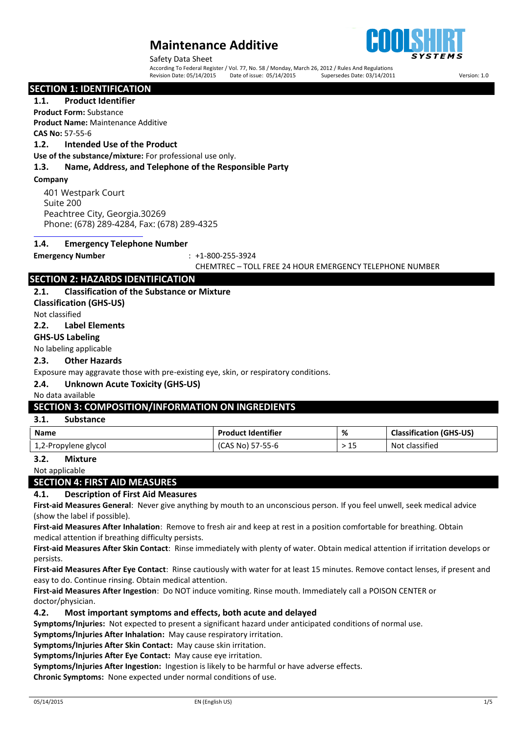# Maintenance Additive

Safety Data Sheet

According To Federal Register / Vol. 77, No. 58 / Monday, March 26, 2012 / Rules And Regulations

Revision Date: 05/14/2015 Date of issue: 05/14/2015 Supersedes Date: 03/14/2011 Version: 1.0

## SECTION 1: IDENTIFICATION

### 1.1. Product Identifier

**Product Form:** Substance

**Product Name:** Maintenance Additive

**CAS No:** 57-55-6

### 1.2. Intended Use of the Product

**Use of the substance/mixture:** For professional use only.

### 1.3. Name, Address, and Telephone of the Responsible Party

**Company**

401 Westpark Court
Suite 200
Peachtree City, Georgia.30269
Phone: (678) 289-4284, Fax: (678) 289-4325

### 1.4. Emergency Telephone Number

**Emergency Number** : +1-800-255-3924
CHEMTREC – TOLL FREE 24 HOUR EMERGENCY TELEPHONE NUMBER

## SECTION 2: HAZARDS IDENTIFICATION

### 2.1. Classification of the Substance or Mixture

**Classification (GHS-US)**

Not classified

### 2.2. Label Elements

**GHS-US Labeling**

No labeling applicable

### 2.3. Other Hazards

Exposure may aggravate those with pre-existing eye, skin, or respiratory conditions.

### 2.4. Unknown Acute Toxicity (GHS-US)

No data available

## SECTION 3: COMPOSITION/INFORMATION ON INGREDIENTS

### 3.1. Substance

| Name | Product Identifier | % | Classification (GHS-US) |
|---|---|---|---|
| 1,2-Propylene glycol | (CAS No) 57-55-6 | > 15 | Not classified |

### 3.2. Mixture

Not applicable

## SECTION 4: FIRST AID MEASURES

### 4.1. Description of First Aid Measures

**First-aid Measures General**: Never give anything by mouth to an unconscious person. If you feel unwell, seek medical advice (show the label if possible).

**First-aid Measures After Inhalation**: Remove to fresh air and keep at rest in a position comfortable for breathing. Obtain medical attention if breathing difficulty persists.

**First-aid Measures After Skin Contact**: Rinse immediately with plenty of water. Obtain medical attention if irritation develops or persists.

**First-aid Measures After Eye Contact**: Rinse cautiously with water for at least 15 minutes. Remove contact lenses, if present and easy to do. Continue rinsing. Obtain medical attention.

**First-aid Measures After Ingestion**: Do NOT induce vomiting. Rinse mouth. Immediately call a POISON CENTER or doctor/physician.

### 4.2. Most important symptoms and effects, both acute and delayed

**Symptoms/Injuries:** Not expected to present a significant hazard under anticipated conditions of normal use.

**Symptoms/Injuries After Inhalation:** May cause respiratory irritation.

**Symptoms/Injuries After Skin Contact:** May cause skin irritation.

**Symptoms/Injuries After Eye Contact:** May cause eye irritation.

**Symptoms/Injuries After Ingestion:** Ingestion is likely to be harmful or have adverse effects.

**Chronic Symptoms:** None expected under normal conditions of use.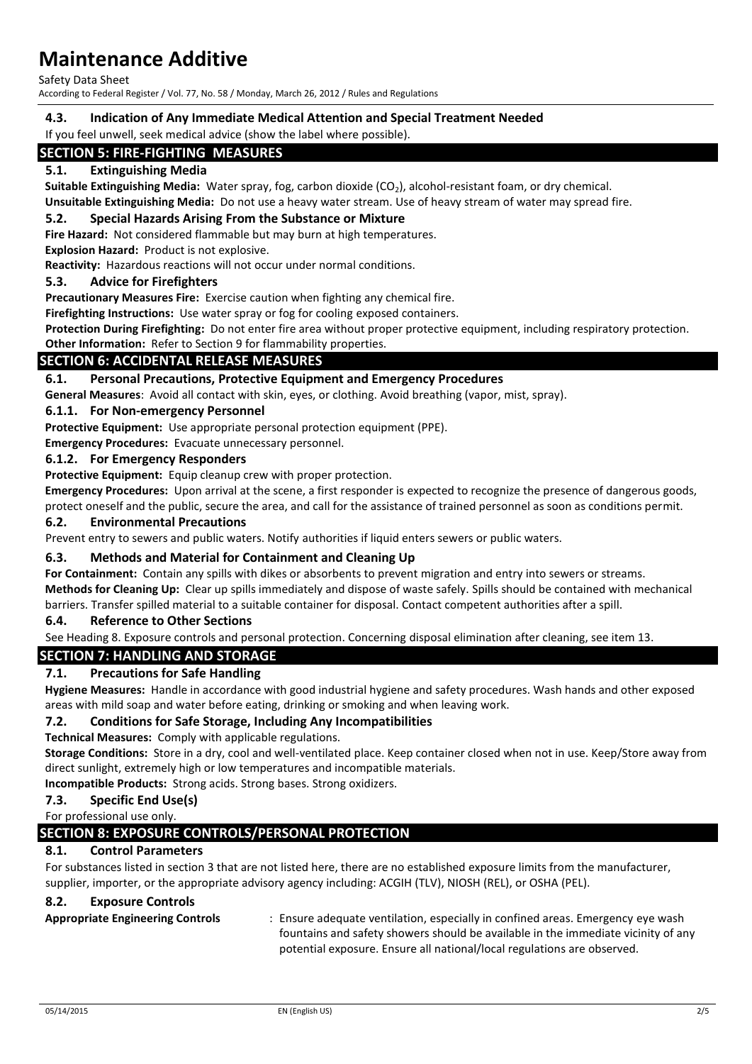### 4.3. Indication of Any Immediate Medical Attention and Special Treatment Needed

If you feel unwell, seek medical advice (show the label where possible).

## SECTION 5: FIRE-FIGHTING MEASURES

### 5.1. Extinguishing Media

**Suitable Extinguishing Media:** Water spray, fog, carbon dioxide ($CO_2$), alcohol-resistant foam, or dry chemical.

**Unsuitable Extinguishing Media:** Do not use a heavy water stream. Use of heavy stream of water may spread fire.

### 5.2. Special Hazards Arising From the Substance or Mixture

**Fire Hazard:** Not considered flammable but may burn at high temperatures.

**Explosion Hazard:** Product is not explosive.

**Reactivity:** Hazardous reactions will not occur under normal conditions.

### 5.3. Advice for Firefighters

**Precautionary Measures Fire:** Exercise caution when fighting any chemical fire.

**Firefighting Instructions:** Use water spray or fog for cooling exposed containers.

**Protection During Firefighting:** Do not enter fire area without proper protective equipment, including respiratory protection.

**Other Information:** Refer to Section 9 for flammability properties.

## SECTION 6: ACCIDENTAL RELEASE MEASURES

### 6.1. Personal Precautions, Protective Equipment and Emergency Procedures

**General Measures**: Avoid all contact with skin, eyes, or clothing. Avoid breathing (vapor, mist, spray).

#### 6.1.1. For Non-emergency Personnel

**Protective Equipment:** Use appropriate personal protection equipment (PPE).

**Emergency Procedures:** Evacuate unnecessary personnel.

#### 6.1.2. For Emergency Responders

**Protective Equipment:** Equip cleanup crew with proper protection.

**Emergency Procedures:** Upon arrival at the scene, a first responder is expected to recognize the presence of dangerous goods, protect oneself and the public, secure the area, and call for the assistance of trained personnel as soon as conditions permit.

### 6.2. Environmental Precautions

Prevent entry to sewers and public waters. Notify authorities if liquid enters sewers or public waters.

### 6.3. Methods and Material for Containment and Cleaning Up

**For Containment:** Contain any spills with dikes or absorbents to prevent migration and entry into sewers or streams.

**Methods for Cleaning Up:** Clear up spills immediately and dispose of waste safely. Spills should be contained with mechanical barriers. Transfer spilled material to a suitable container for disposal. Contact competent authorities after a spill.

### 6.4. Reference to Other Sections

See Heading 8. Exposure controls and personal protection. Concerning disposal elimination after cleaning, see item 13.

## SECTION 7: HANDLING AND STORAGE

### 7.1. Precautions for Safe Handling

**Hygiene Measures:** Handle in accordance with good industrial hygiene and safety procedures. Wash hands and other exposed areas with mild soap and water before eating, drinking or smoking and when leaving work.

### 7.2. Conditions for Safe Storage, Including Any Incompatibilities

**Technical Measures:** Comply with applicable regulations.

**Storage Conditions:** Store in a dry, cool and well-ventilated place. Keep container closed when not in use. Keep/Store away from direct sunlight, extremely high or low temperatures and incompatible materials.

**Incompatible Products:** Strong acids. Strong bases. Strong oxidizers.

### 7.3. Specific End Use(s)

For professional use only.

## SECTION 8: EXPOSURE CONTROLS/PERSONAL PROTECTION

### 8.1. Control Parameters

For substances listed in section 3 that are not listed here, there are no established exposure limits from the manufacturer, supplier, importer, or the appropriate advisory agency including: ACGIH (TLV), NIOSH (REL), or OSHA (PEL).

### 8.2. Exposure Controls

**Appropriate Engineering Controls** : Ensure adequate ventilation, especially in confined areas. Emergency eye wash fountains and safety showers should be available in the immediate vicinity of any potential exposure. Ensure all national/local regulations are observed.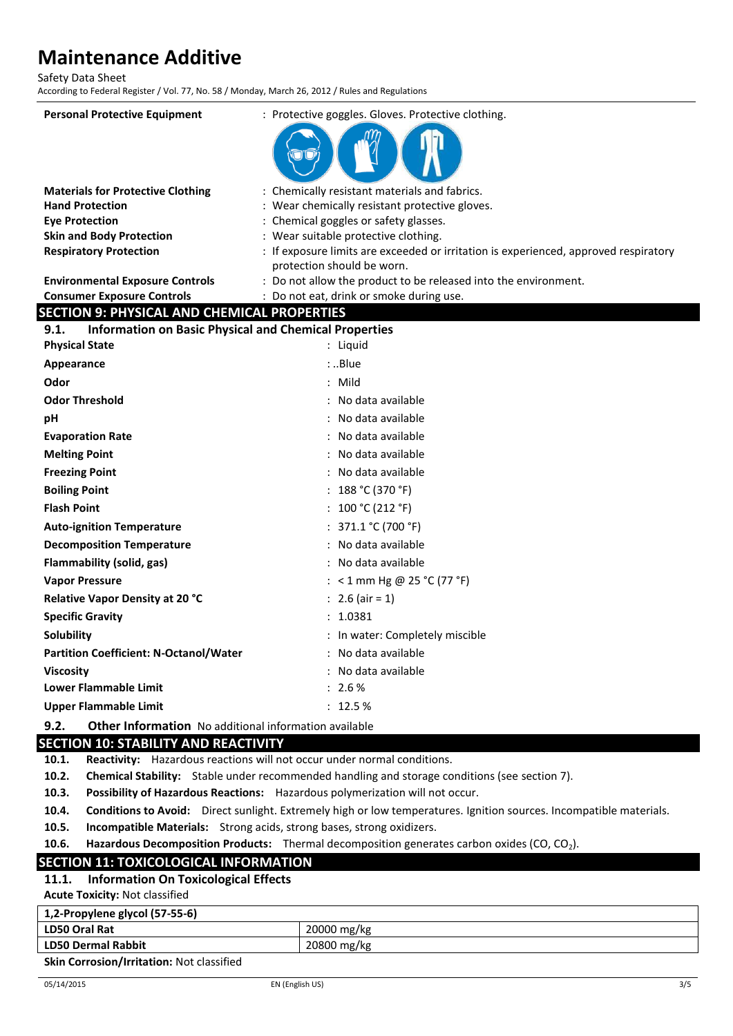**Personal Protective Equipment** : Protective goggles. Gloves. Protective clothing.

**Materials for Protective Clothing** : Chemically resistant materials and fabrics.

**Hand Protection** : Wear chemically resistant protective gloves.

**Eye Protection** : Chemical goggles or safety glasses.

**Skin and Body Protection** : Wear suitable protective clothing.

**Respiratory Protection** : If exposure limits are exceeded or irritation is experienced, approved respiratory protection should be worn.

**Environmental Exposure Controls** : Do not allow the product to be released into the environment.

**Consumer Exposure Controls** : Do not eat, drink or smoke during use.

## SECTION 9: PHYSICAL AND CHEMICAL PROPERTIES

### 9.1. Information on Basic Physical and Chemical Properties

**Physical State** : Liquid

**Appearance** : ..Blue

**Odor** : Mild

**Odor Threshold** : No data available

**pH** : No data available

**Evaporation Rate** : No data available

**Melting Point** : No data available

**Freezing Point** : No data available

**Boiling Point** : 188 °C (370 °F)

**Flash Point** : 100 °C (212 °F)

**Auto-ignition Temperature** : 371.1 °C (700 °F)

**Decomposition Temperature** : No data available

**Flammability (solid, gas)** : No data available

**Vapor Pressure** : < 1 mm Hg @ 25 °C (77 °F)

**Relative Vapor Density at 20 °C** : 2.6 (air = 1)

**Specific Gravity** : 1.0381

**Solubility** : In water: Completely miscible

**Partition Coefficient: N-Octanol/Water** : No data available

**Viscosity** : No data available

**Lower Flammable Limit** : 2.6 %

**Upper Flammable Limit** : 12.5 %

### 9.2. Other Information

No additional information available

## SECTION 10: STABILITY AND REACTIVITY

**10.1. Reactivity:** Hazardous reactions will not occur under normal conditions.

**10.2. Chemical Stability:** Stable under recommended handling and storage conditions (see section 7).

**10.3. Possibility of Hazardous Reactions:** Hazardous polymerization will not occur.

**10.4. Conditions to Avoid:** Direct sunlight. Extremely high or low temperatures. Ignition sources. Incompatible materials.

**10.5. Incompatible Materials:** Strong acids, strong bases, strong oxidizers.

**10.6. Hazardous Decomposition Products:** Thermal decomposition generates carbon oxides (CO, $CO_2$).

## SECTION 11: TOXICOLOGICAL INFORMATION

### 11.1. Information On Toxicological Effects

**Acute Toxicity:** Not classified

| 1,2-Propylene glycol (57-55-6) | |
|---|---|
| LD50 Oral Rat | 20000 mg/kg |
| LD50 Dermal Rabbit | 20800 mg/kg |

**Skin Corrosion/Irritation:** Not classified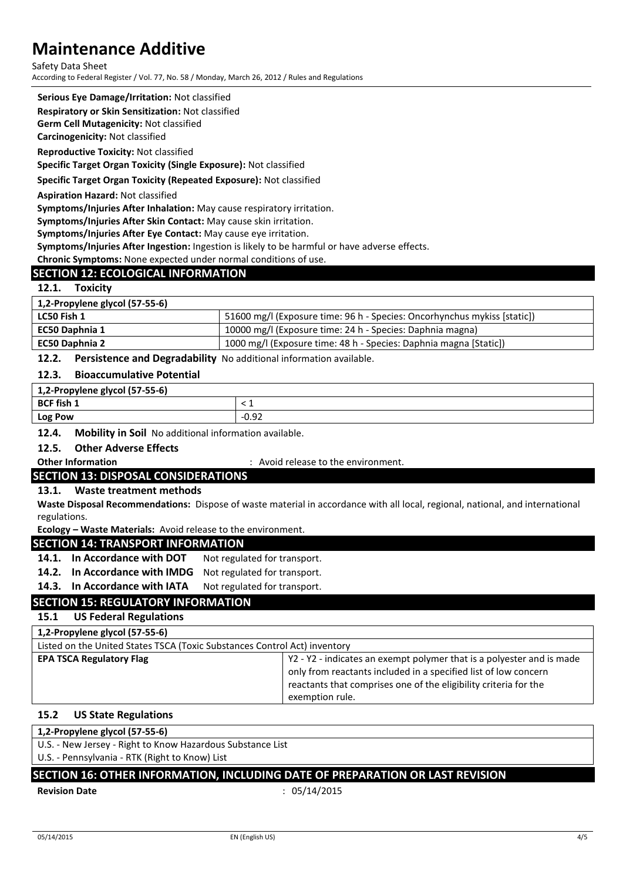**Serious Eye Damage/Irritation:** Not classified

**Respiratory or Skin Sensitization:** Not classified

**Germ Cell Mutagenicity:** Not classified

**Carcinogenicity:** Not classified

**Reproductive Toxicity:** Not classified

**Specific Target Organ Toxicity (Single Exposure):** Not classified

**Specific Target Organ Toxicity (Repeated Exposure):** Not classified

**Aspiration Hazard:** Not classified

**Symptoms/Injuries After Inhalation:** May cause respiratory irritation.

**Symptoms/Injuries After Skin Contact:** May cause skin irritation.

**Symptoms/Injuries After Eye Contact:** May cause eye irritation.

**Symptoms/Injuries After Ingestion:** Ingestion is likely to be harmful or have adverse effects.

**Chronic Symptoms:** None expected under normal conditions of use.

## SECTION 12: ECOLOGICAL INFORMATION

### 12.1. Toxicity

| 1,2-Propylene glycol (57-55-6) | |
|---|---|
| **LC50 Fish 1** | 51600 mg/l (Exposure time: 96 h - Species: Oncorhynchus mykiss [static]) |
| **EC50 Daphnia 1** | 10000 mg/l (Exposure time: 24 h - Species: Daphnia magna) |
| **EC50 Daphnia 2** | 1000 mg/l (Exposure time: 48 h - Species: Daphnia magna [Static]) |

### 12.2. Persistence and Degradability

No additional information available.

### 12.3. Bioaccumulative Potential

| 1,2-Propylene glycol (57-55-6) | |
|---|---|
| **BCF fish 1** | < 1 |
| **Log Pow** | -0.92 |

### 12.4. Mobility in Soil

No additional information available.

### 12.5. Other Adverse Effects

**Other Information** : Avoid release to the environment.

## SECTION 13: DISPOSAL CONSIDERATIONS

### 13.1. Waste treatment methods

**Waste Disposal Recommendations:** Dispose of waste material in accordance with all local, regional, national, and international regulations.

**Ecology – Waste Materials:** Avoid release to the environment.

## SECTION 14: TRANSPORT INFORMATION

**14.1. In Accordance with DOT** Not regulated for transport.

**14.2. In Accordance with IMDG** Not regulated for transport.

**14.3. In Accordance with IATA** Not regulated for transport.

## SECTION 15: REGULATORY INFORMATION

### 15.1 US Federal Regulations

| 1,2-Propylene glycol (57-55-6) | |
|---|---|
| Listed on the United States TSCA (Toxic Substances Control Act) inventory | |
| **EPA TSCA Regulatory Flag** | Y2 - Y2 - indicates an exempt polymer that is a polyester and is made only from reactants included in a specified list of low concern reactants that comprises one of the eligibility criteria for the exemption rule. |

### 15.2 US State Regulations

| 1,2-Propylene glycol (57-55-6) |
|---|
| U.S. - New Jersey - Right to Know Hazardous Substance List |
| U.S. - Pennsylvania - RTK (Right to Know) List |

## SECTION 16: OTHER INFORMATION, INCLUDING DATE OF PREPARATION OR LAST REVISION

**Revision Date** : 05/14/2015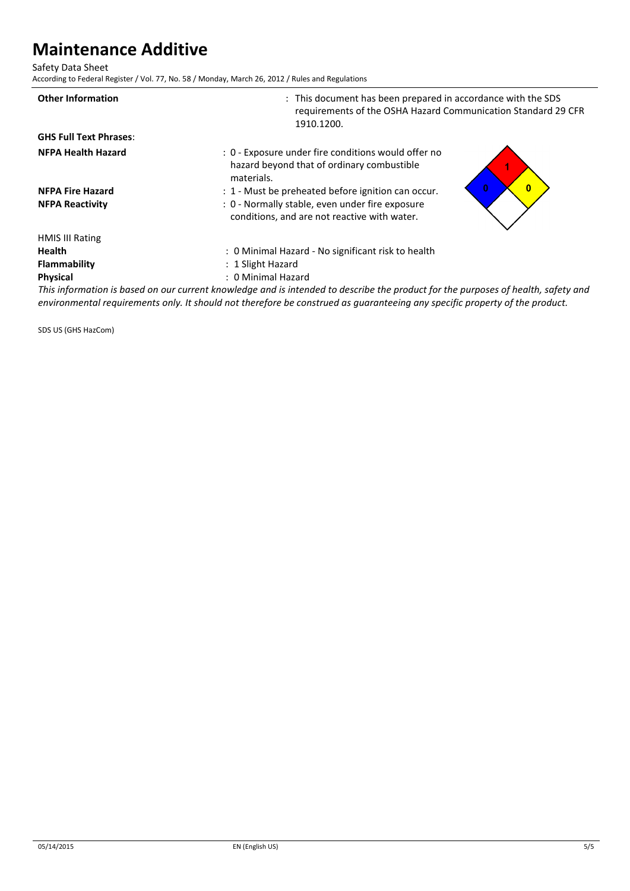**Other Information** : This document has been prepared in accordance with the SDS requirements of the OSHA Hazard Communication Standard 29 CFR 1910.1200.

**GHS Full Text Phrases**:

**NFPA Health Hazard** : 0 - Exposure under fire conditions would offer no hazard beyond that of ordinary combustible materials.

**NFPA Fire Hazard** : 1 - Must be preheated before ignition can occur.

**NFPA Reactivity** : 0 - Normally stable, even under fire exposure conditions, and are not reactive with water.

HMIS III Rating

**Health** : 0 Minimal Hazard - No significant risk to health

**Flammability** : 1 Slight Hazard

**Physical** : 0 Minimal Hazard

*This information is based on our current knowledge and is intended to describe the product for the purposes of health, safety and environmental requirements only. It should not therefore be construed as guaranteeing any specific property of the product.*

SDS US (GHS HazCom)